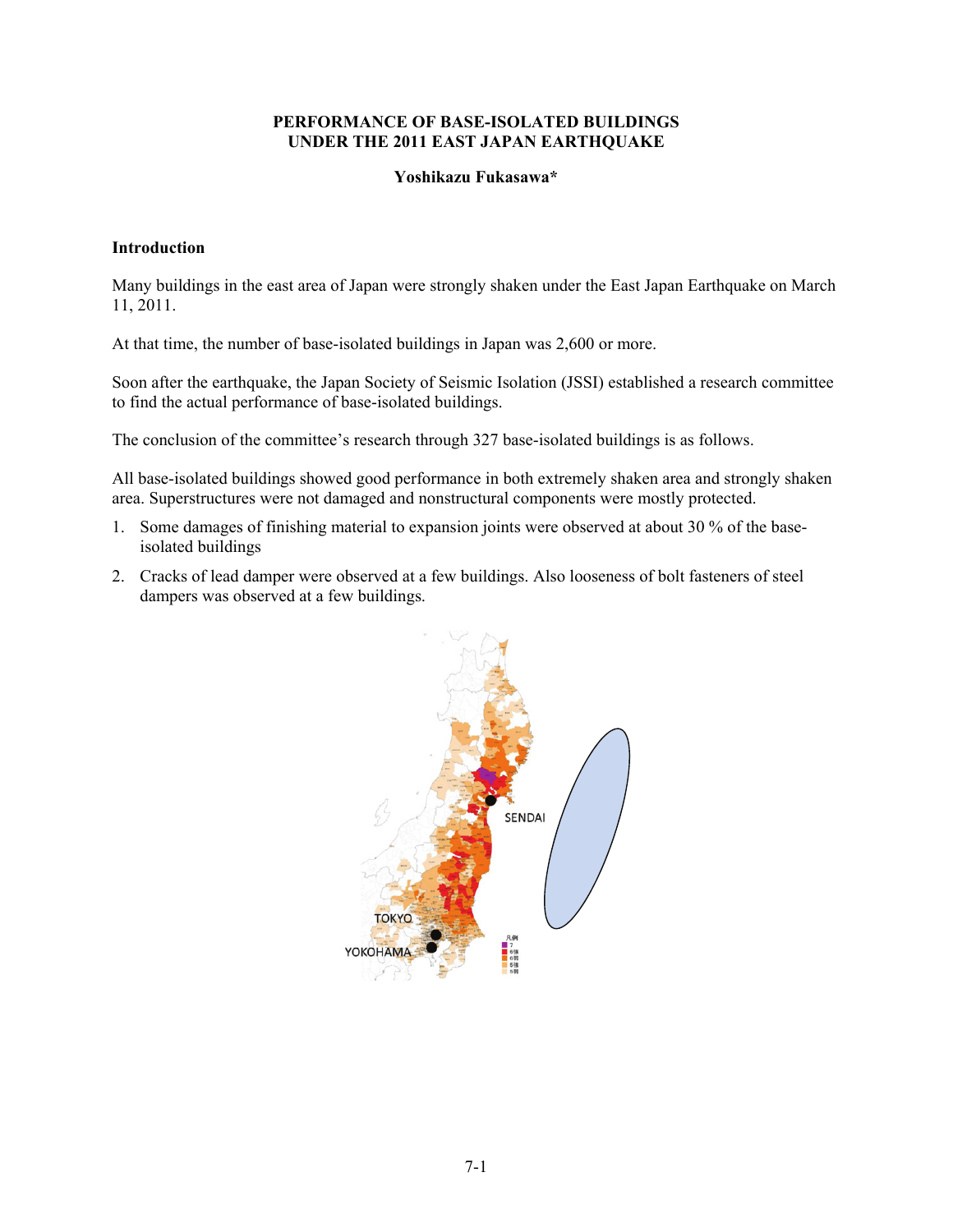# PERFORMANCE OF BASE-ISOLATED BUILDINGS UNDER THE 2011 EAST JAPAN EARTHQUAKE

**Yoshikazu Fukasawa***

## Introduction

Many buildings in the east area of Japan were strongly shaken under the East Japan Earthquake on March 11, 2011.

At that time, the number of base-isolated buildings in Japan was 2,600 or more.

Soon after the earthquake, the Japan Society of Seismic Isolation (JSSI) established a research committee to find the actual performance of base-isolated buildings.

The conclusion of the committee's research through 327 base-isolated buildings is as follows.

All base-isolated buildings showed good performance in both extremely shaken area and strongly shaken area. Superstructures were not damaged and nonstructural components were mostly protected.

1. Some damages of finishing material to expansion joints were observed at about 30 % of the base-isolated buildings
2. Cracks of lead damper were observed at a few buildings. Also looseness of bolt fasteners of steel dampers was observed at a few buildings.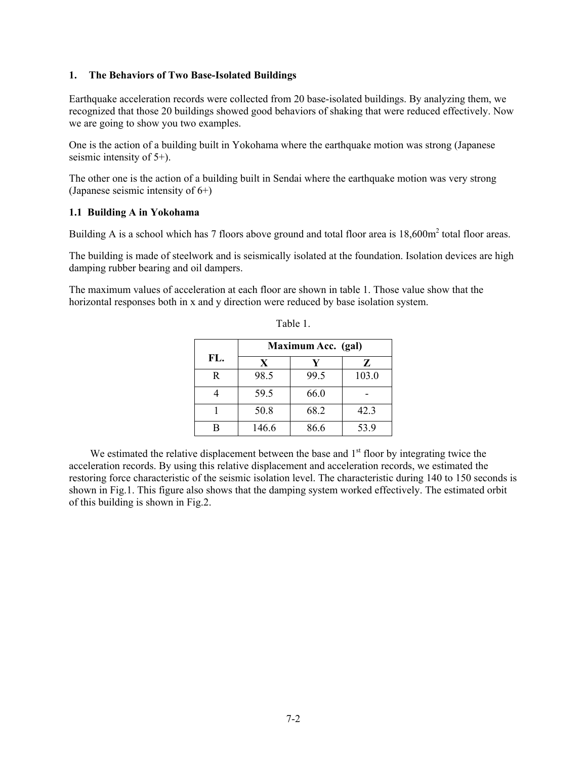## 1. The Behaviors of Two Base-Isolated Buildings

Earthquake acceleration records were collected from 20 base-isolated buildings. By analyzing them, we recognized that those 20 buildings showed good behaviors of shaking that were reduced effectively. Now we are going to show you two examples.

One is the action of a building built in Yokohama where the earthquake motion was strong (Japanese seismic intensity of 5+).

The other one is the action of a building built in Sendai where the earthquake motion was very strong (Japanese seismic intensity of 6+)

### 1.1 Building A in Yokohama

Building A is a school which has 7 floors above ground and total floor area is 18,600m$^2$ total floor areas.

The building is made of steelwork and is seismically isolated at the foundation. Isolation devices are high damping rubber bearing and oil dampers.

The maximum values of acceleration at each floor are shown in table 1. Those value show that the horizontal responses both in x and y direction were reduced by base isolation system.

Table 1.

| FL. | Maximum Acc. (gal) | | |
|---|---|---|---|
| | X | Y | Z |
| R | 98.5 | 99.5 | 103.0 |
| 4 | 59.5 | 66.0 | - |
| 1 | 50.8 | 68.2 | 42.3 |
| B | 146.6 | 86.6 | 53.9 |

We estimated the relative displacement between the base and 1$^{st}$ floor by integrating twice the acceleration records. By using this relative displacement and acceleration records, we estimated the restoring force characteristic of the seismic isolation level. The characteristic during 140 to 150 seconds is shown in Fig.1. This figure also shows that the damping system worked effectively. The estimated orbit of this building is shown in Fig.2.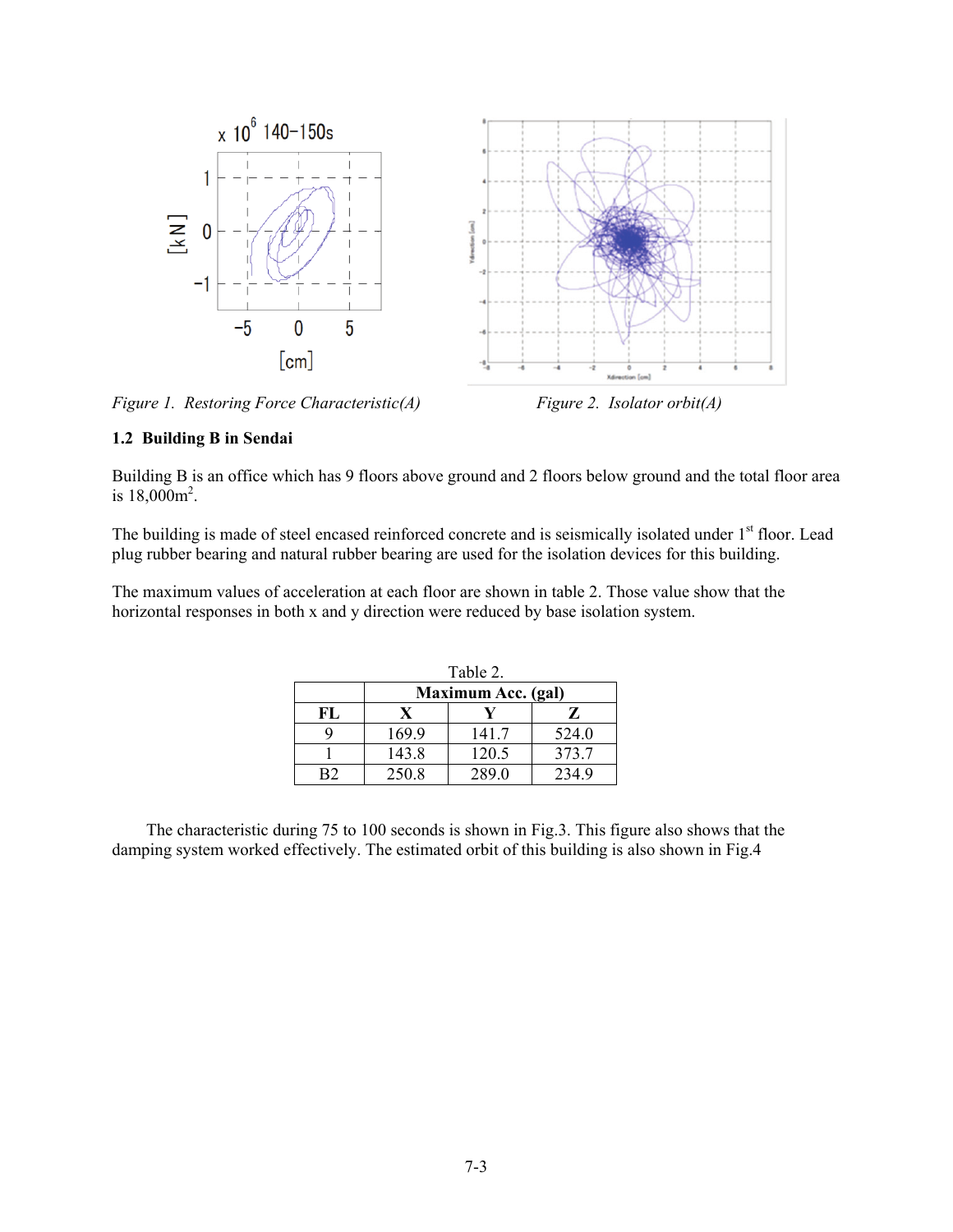Figure 1. Restoring Force Characteristic(A)

Figure 2. Isolator orbit(A)

### 1.2 Building B in Sendai

Building B is an office which has 9 floors above ground and 2 floors below ground and the total floor area is 18,000m$^2$.

The building is made of steel encased reinforced concrete and is seismically isolated under 1st floor. Lead plug rubber bearing and natural rubber bearing are used for the isolation devices for this building.

The maximum values of acceleration at each floor are shown in table 2. Those value show that the horizontal responses in both x and y direction were reduced by base isolation system.

Table 2.

| | Maximum Acc. (gal) | | |
|---|---|---|---|
| FL | X | Y | Z |
| 9 | 169.9 | 141.7 | 524.0 |
| 1 | 143.8 | 120.5 | 373.7 |
| B2 | 250.8 | 289.0 | 234.9 |

The characteristic during 75 to 100 seconds is shown in Fig.3. This figure also shows that the damping system worked effectively. The estimated orbit of this building is also shown in Fig.4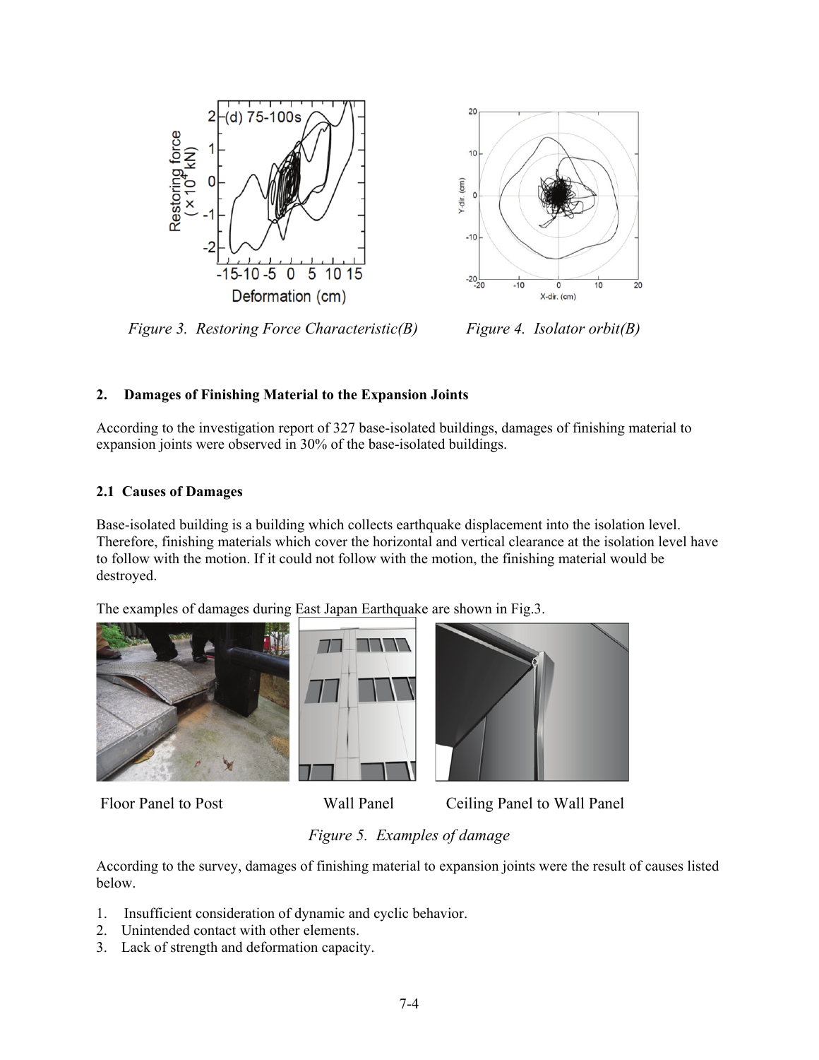Figure 3. Restoring Force Characteristic(B)

Figure 4. Isolator orbit(B)

## 2. Damages of Finishing Material to the Expansion Joints

According to the investigation report of 327 base-isolated buildings, damages of finishing material to expansion joints were observed in 30% of the base-isolated buildings.

### 2.1 Causes of Damages

Base-isolated building is a building which collects earthquake displacement into the isolation level. Therefore, finishing materials which cover the horizontal and vertical clearance at the isolation level have to follow with the motion. If it could not follow with the motion, the finishing material would be destroyed.

The examples of damages during East Japan Earthquake are shown in Fig.3.

Floor Panel to Post    Wall Panel    Ceiling Panel to Wall Panel

Figure 5. Examples of damage

According to the survey, damages of finishing material to expansion joints were the result of causes listed below.

1. Insufficient consideration of dynamic and cyclic behavior.
2. Unintended contact with other elements.
3. Lack of strength and deformation capacity.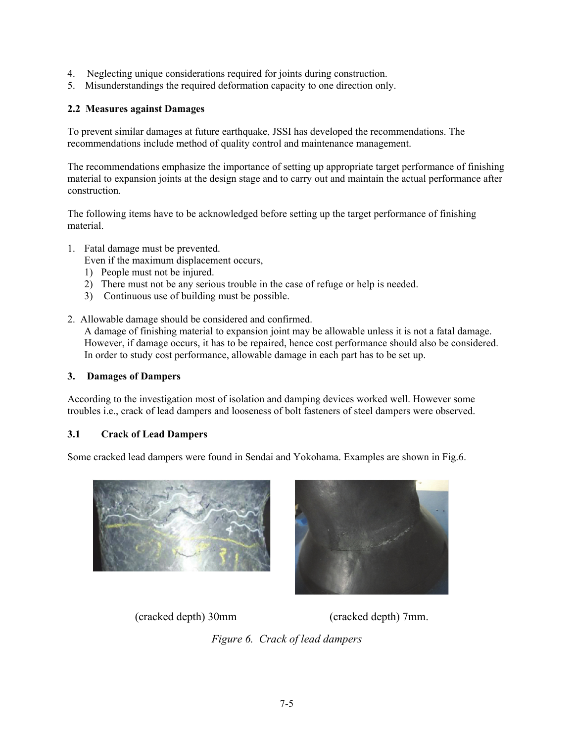4. Neglecting unique considerations required for joints during construction.
5. Misunderstandings the required deformation capacity to one direction only.

### 2.2 Measures against Damages

To prevent similar damages at future earthquake, JSSI has developed the recommendations. The recommendations include method of quality control and maintenance management.

The recommendations emphasize the importance of setting up appropriate target performance of finishing material to expansion joints at the design stage and to carry out and maintain the actual performance after construction.

The following items have to be acknowledged before setting up the target performance of finishing material.

1. Fatal damage must be prevented.
   Even if the maximum displacement occurs,
   1) People must not be injured.
   2) There must not be any serious trouble in the case of refuge or help is needed.
   3) Continuous use of building must be possible.

2. Allowable damage should be considered and confirmed.
   A damage of finishing material to expansion joint may be allowable unless it is not a fatal damage. However, if damage occurs, it has to be repaired, hence cost performance should also be considered. In order to study cost performance, allowable damage in each part has to be set up.

## 3. Damages of Dampers

According to the investigation most of isolation and damping devices worked well. However some troubles i.e., crack of lead dampers and looseness of bolt fasteners of steel dampers were observed.

### 3.1 Crack of Lead Dampers

Some cracked lead dampers were found in Sendai and Yokohama. Examples are shown in Fig.6.

(cracked depth) 30mm (cracked depth) 7mm.

*Figure 6. Crack of lead dampers*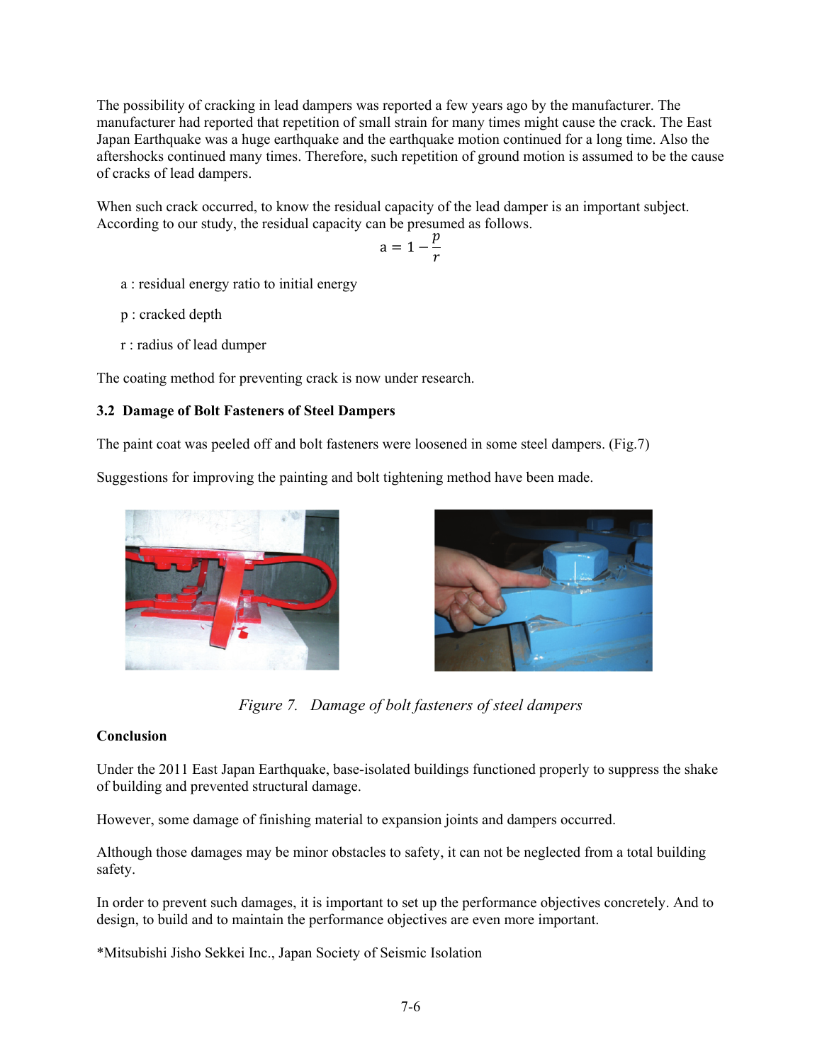The possibility of cracking in lead dampers was reported a few years ago by the manufacturer. The manufacturer had reported that repetition of small strain for many times might cause the crack. The East Japan Earthquake was a huge earthquake and the earthquake motion continued for a long time. Also the aftershocks continued many times. Therefore, such repetition of ground motion is assumed to be the cause of cracks of lead dampers.

When such crack occurred, to know the residual capacity of the lead damper is an important subject. According to our study, the residual capacity can be presumed as follows.

$$\mathrm{a} = 1 - \frac{p}{r}$$

a : residual energy ratio to initial energy

p : cracked depth

r : radius of lead dumper

The coating method for preventing crack is now under research.

### 3.2 Damage of Bolt Fasteners of Steel Dampers

The paint coat was peeled off and bolt fasteners were loosened in some steel dampers. (Fig.7)

Suggestions for improving the painting and bolt tightening method have been made.

*Figure 7. Damage of bolt fasteners of steel dampers*

### Conclusion

Under the 2011 East Japan Earthquake, base-isolated buildings functioned properly to suppress the shake of building and prevented structural damage.

However, some damage of finishing material to expansion joints and dampers occurred.

Although those damages may be minor obstacles to safety, it can not be neglected from a total building safety.

In order to prevent such damages, it is important to set up the performance objectives concretely. And to design, to build and to maintain the performance objectives are even more important.

*Mitsubishi Jisho Sekkei Inc., Japan Society of Seismic Isolation